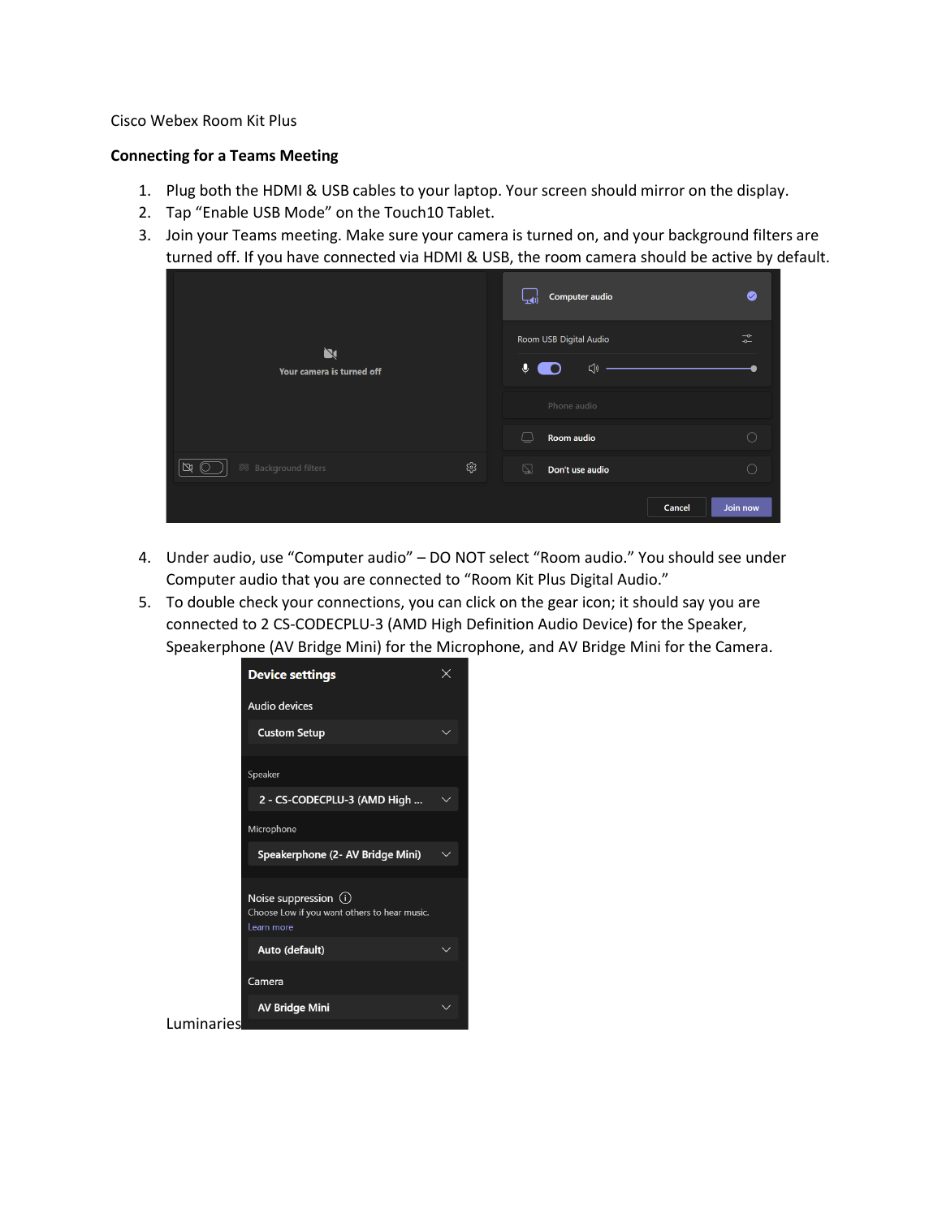Cisco Webex Room Kit Plus

**Connecting for a Teams Meeting**

1. Plug both the HDMI & USB cables to your laptop. Your screen should mirror on the display.
2. Tap "Enable USB Mode" on the Touch10 Tablet.
3. Join your Teams meeting. Make sure your camera is turned on, and your background filters are turned off. If you have connected via HDMI & USB, the room camera should be active by default.
4. Under audio, use "Computer audio" – DO NOT select "Room audio." You should see under Computer audio that you are connected to "Room Kit Plus Digital Audio."
5. To double check your connections, you can click on the gear icon; it should say you are connected to 2 CS-CODECPLU-3 (AMD High Definition Audio Device) for the Speaker, Speakerphone (AV Bridge Mini) for the Microphone, and AV Bridge Mini for the Camera.

Luminaries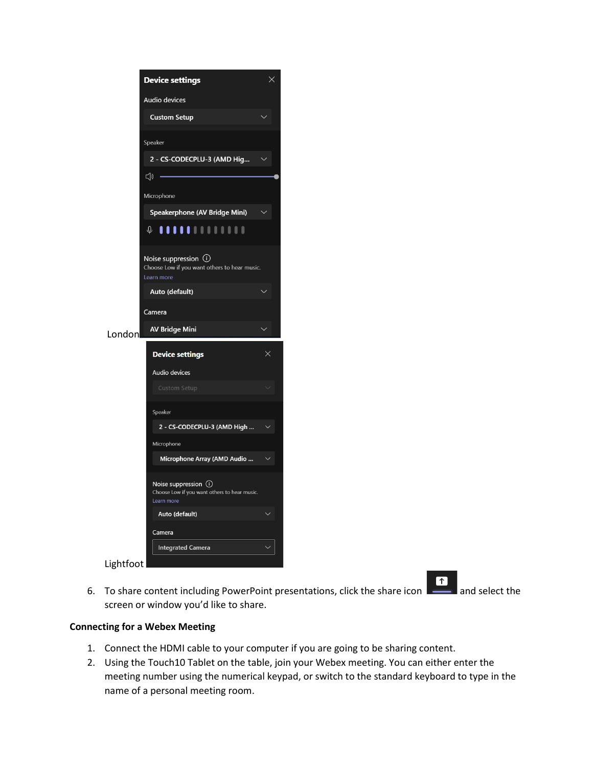London

Lightfoot

6. To share content including PowerPoint presentations, click the share icon and select the screen or window you'd like to share.

**Connecting for a Webex Meeting**

1. Connect the HDMI cable to your computer if you are going to be sharing content.
2. Using the Touch10 Tablet on the table, join your Webex meeting. You can either enter the meeting number using the numerical keypad, or switch to the standard keyboard to type in the name of a personal meeting room.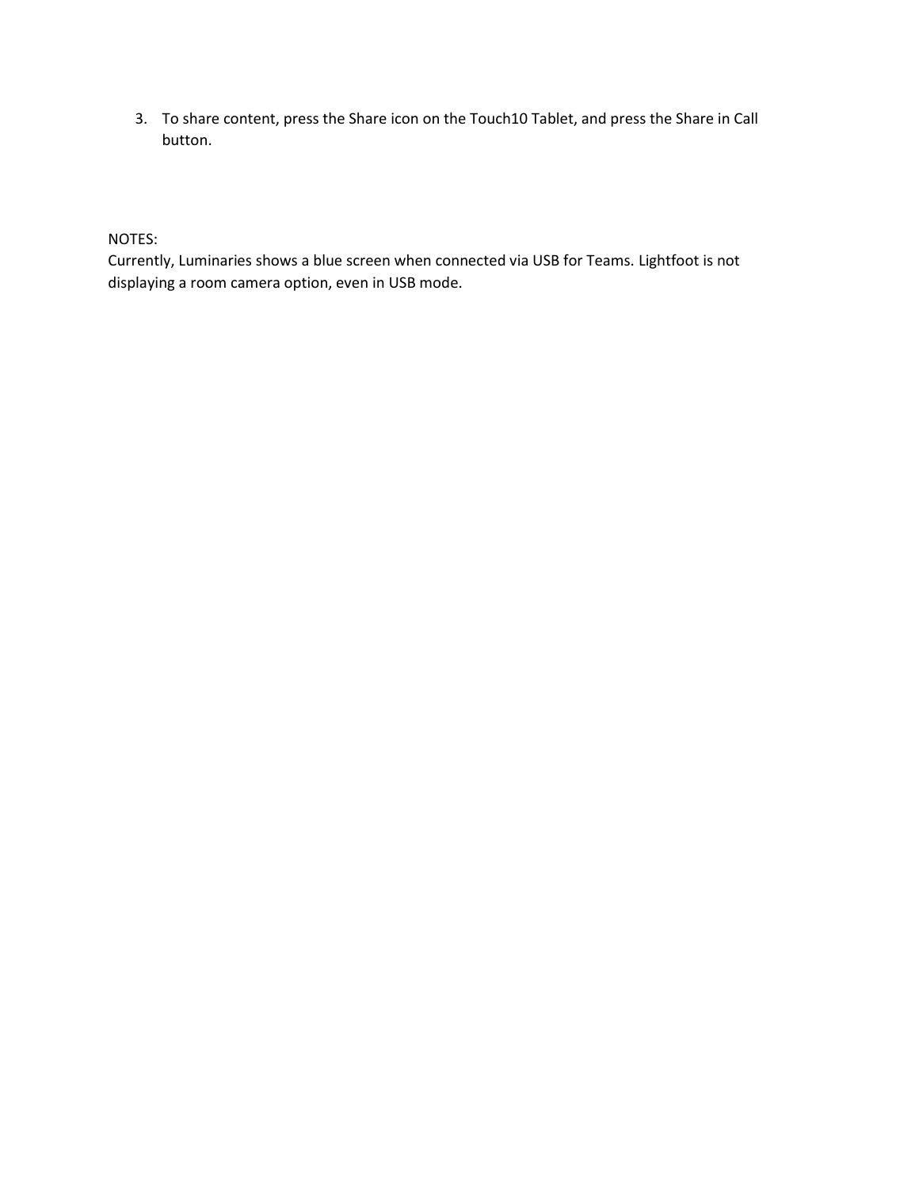3. To share content, press the Share icon on the Touch10 Tablet, and press the Share in Call button.

NOTES:
Currently, Luminaries shows a blue screen when connected via USB for Teams. Lightfoot is not displaying a room camera option, even in USB mode.